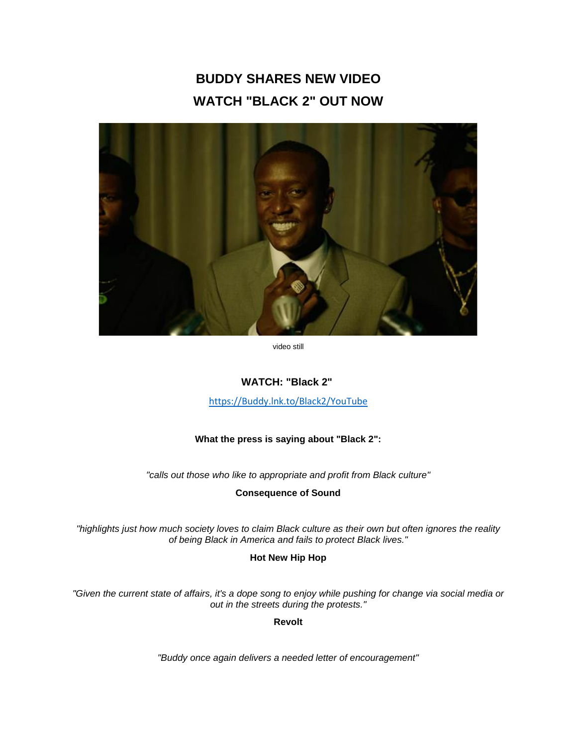# BUDDY SHARES NEW VIDEO
# WATCH "BLACK 2" OUT NOW

video still

**WATCH: "Black 2"**

https://Buddy.lnk.to/Black2/YouTube

**What the press is saying about "Black 2":**

*"calls out those who like to appropriate and profit from Black culture"*

**Consequence of Sound**

*"highlights just how much society loves to claim Black culture as their own but often ignores the reality of being Black in America and fails to protect Black lives."*

**Hot New Hip Hop**

*"Given the current state of affairs, it's a dope song to enjoy while pushing for change via social media or out in the streets during the protests."*

**Revolt**

*"Buddy once again delivers a needed letter of encouragement"*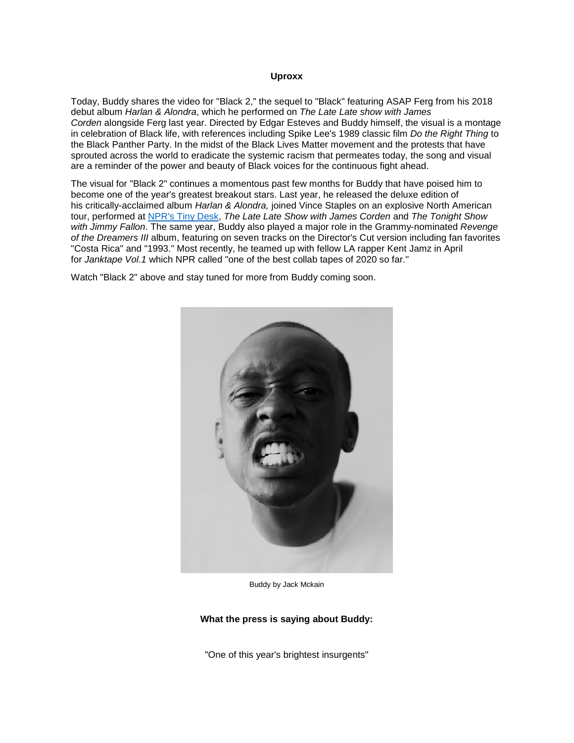**Uproxx**

Today, Buddy shares the video for "Black 2," the sequel to "Black" featuring ASAP Ferg from his 2018 debut album *Harlan & Alondra*, which he performed on *The Late Late show with James Corden* alongside Ferg last year. Directed by Edgar Esteves and Buddy himself, the visual is a montage in celebration of Black life, with references including Spike Lee's 1989 classic film *Do the Right Thing* to the Black Panther Party. In the midst of the Black Lives Matter movement and the protests that have sprouted across the world to eradicate the systemic racism that permeates today, the song and visual are a reminder of the power and beauty of Black voices for the continuous fight ahead.

The visual for "Black 2" continues a momentous past few months for Buddy that have poised him to become one of the year's greatest breakout stars. Last year, he released the deluxe edition of his critically-acclaimed album *Harlan & Alondra,* joined Vince Staples on an explosive North American tour, performed at [NPR's Tiny Desk](), *The Late Late Show with James Corden* and *The Tonight Show with Jimmy Fallon*. The same year, Buddy also played a major role in the Grammy-nominated *Revenge of the Dreamers III* album, featuring on seven tracks on the Director's Cut version including fan favorites "Costa Rica" and "1993." Most recently, he teamed up with fellow LA rapper Kent Jamz in April for *Janktape Vol.1* which NPR called "one of the best collab tapes of 2020 so far."

Watch "Black 2" above and stay tuned for more from Buddy coming soon.

Buddy by Jack Mckain

**What the press is saying about Buddy:**

"One of this year's brightest insurgents"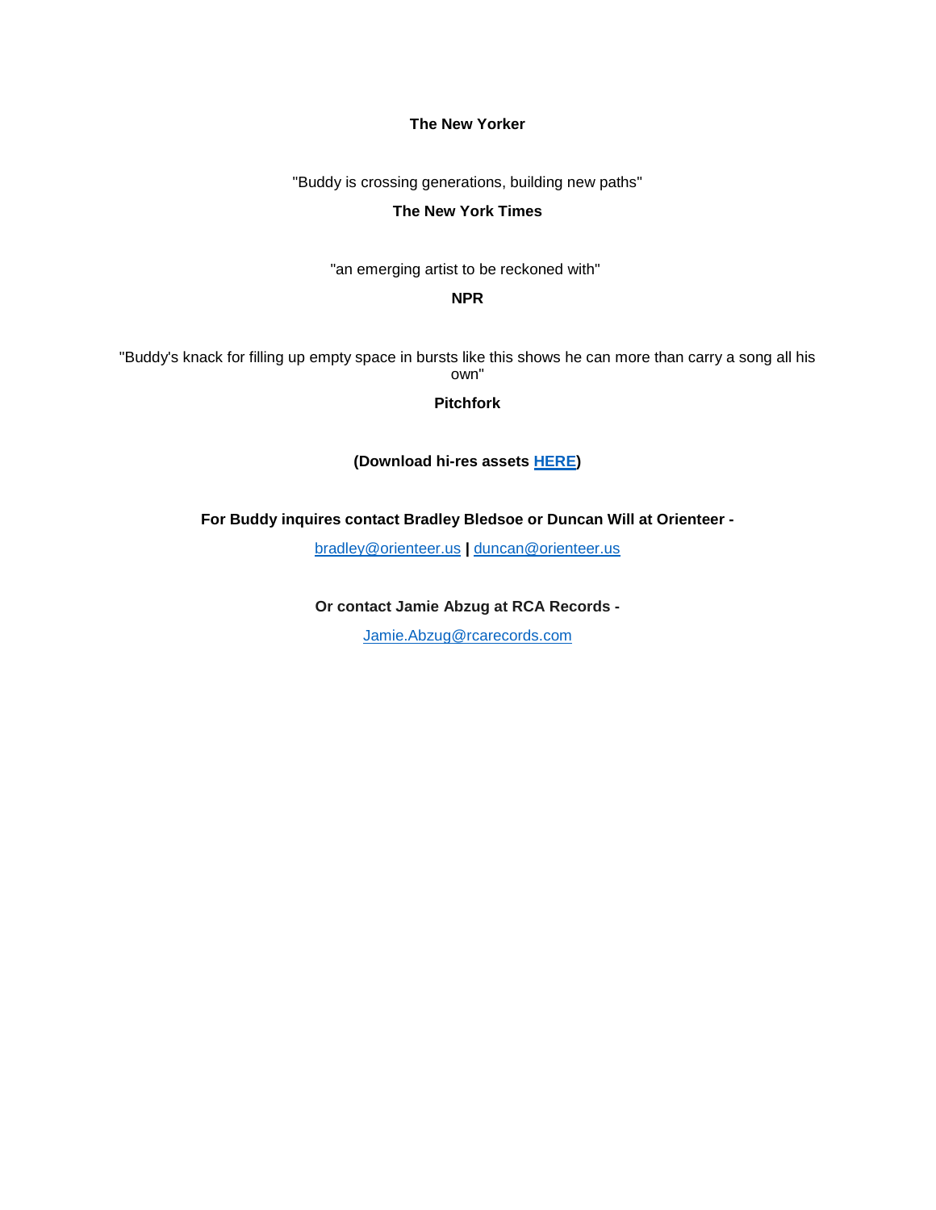**The New Yorker**

"Buddy is crossing generations, building new paths"

**The New York Times**

"an emerging artist to be reckoned with"

**NPR**

"Buddy's knack for filling up empty space in bursts like this shows he can more than carry a song all his own"

**Pitchfork**

**(Download hi-res assets HERE)**

**For Buddy inquires contact Bradley Bledsoe or Duncan Will at Orienteer -**

bradley@orienteer.us **|** duncan@orienteer.us

**Or contact Jamie Abzug at RCA Records -**

Jamie.Abzug@rcarecords.com